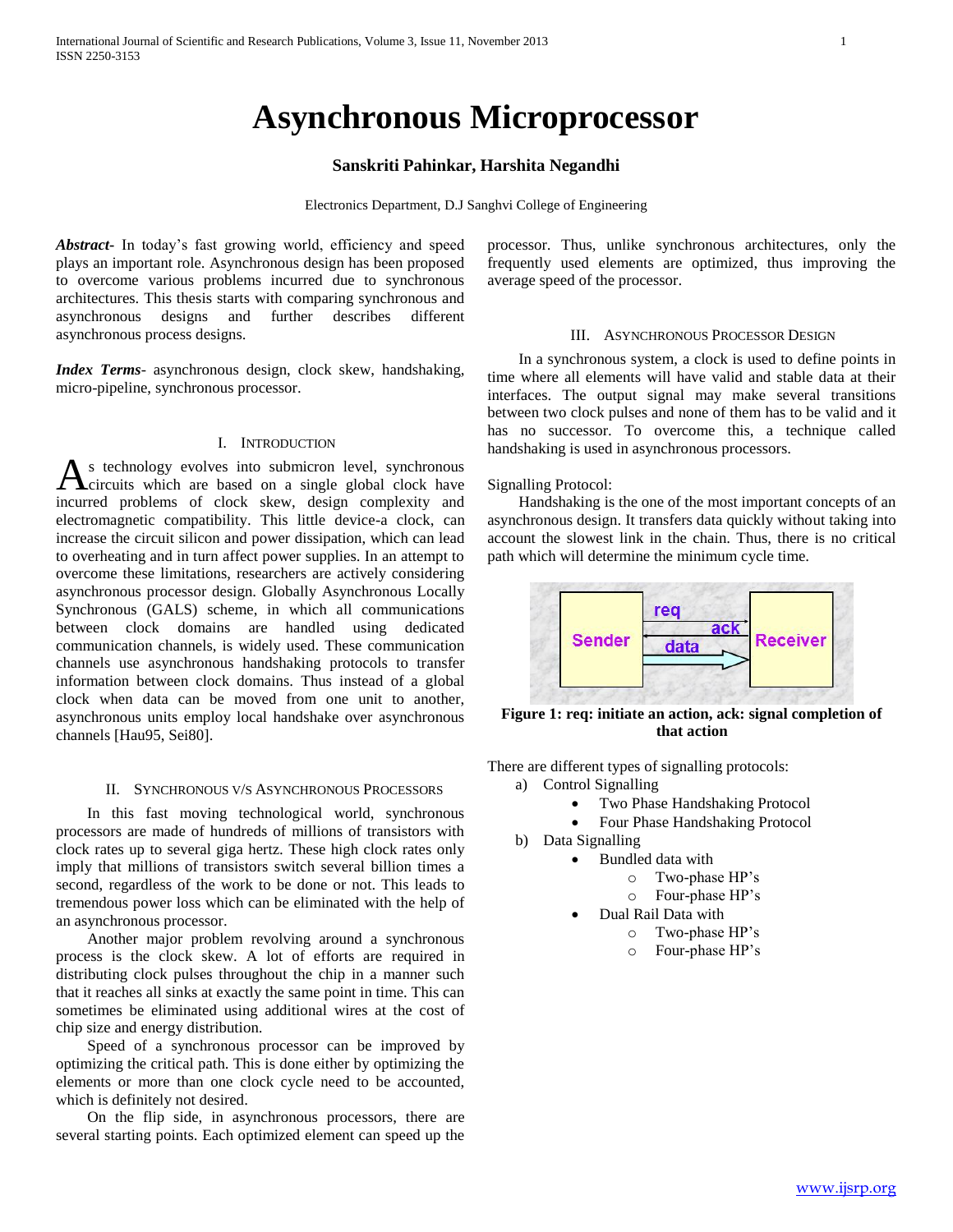# Asynchronous Microprocessor

**Sanskriti Pahinkar, Harshita Negandhi**

Electronics Department, D.J Sanghvi College of Engineering

***Abstract***- In today's fast growing world, efficiency and speed plays an important role. Asynchronous design has been proposed to overcome various problems incurred due to synchronous architectures. This thesis starts with comparing synchronous and asynchronous designs and further describes different asynchronous process designs.

***Index Terms***- asynchronous design, clock skew, handshaking, micro-pipeline, synchronous processor.

## I. Introduction

As technology evolves into submicron level, synchronous circuits which are based on a single global clock have incurred problems of clock skew, design complexity and electromagnetic compatibility. This little device-a clock, can increase the circuit silicon and power dissipation, which can lead to overheating and in turn affect power supplies. In an attempt to overcome these limitations, researchers are actively considering asynchronous processor design. Globally Asynchronous Locally Synchronous (GALS) scheme, in which all communications between clock domains are handled using dedicated communication channels, is widely used. These communication channels use asynchronous handshaking protocols to transfer information between clock domains. Thus instead of a global clock when data can be moved from one unit to another, asynchronous units employ local handshake over asynchronous channels [Hau95, Sei80].

## II. Synchronous v/s Asynchronous Processors

In this fast moving technological world, synchronous processors are made of hundreds of millions of transistors with clock rates up to several giga hertz. These high clock rates only imply that millions of transistors switch several billion times a second, regardless of the work to be done or not. This leads to tremendous power loss which can be eliminated with the help of an asynchronous processor.

Another major problem revolving around a synchronous process is the clock skew. A lot of efforts are required in distributing clock pulses throughout the chip in a manner such that it reaches all sinks at exactly the same point in time. This can sometimes be eliminated using additional wires at the cost of chip size and energy distribution.

Speed of a synchronous processor can be improved by optimizing the critical path. This is done either by optimizing the elements or more than one clock cycle need to be accounted, which is definitely not desired.

On the flip side, in asynchronous processors, there are several starting points. Each optimized element can speed up the processor. Thus, unlike synchronous architectures, only the frequently used elements are optimized, thus improving the average speed of the processor.

## III. Asynchronous Processor Design

In a synchronous system, a clock is used to define points in time where all elements will have valid and stable data at their interfaces. The output signal may make several transitions between two clock pulses and none of them has to be valid and it has no successor. To overcome this, a technique called handshaking is used in asynchronous processors.

Signalling Protocol:

Handshaking is the one of the most important concepts of an asynchronous design. It transfers data quickly without taking into account the slowest link in the chain. Thus, there is no critical path which will determine the minimum cycle time.

**Figure 1: req: initiate an action, ack: signal completion of that action**

There are different types of signalling protocols:

a) Control Signalling
   - Two Phase Handshaking Protocol
   - Four Phase Handshaking Protocol

b) Data Signalling
   - Bundled data with
     - Two-phase HP's
     - Four-phase HP's
   - Dual Rail Data with
     - Two-phase HP's
     - Four-phase HP's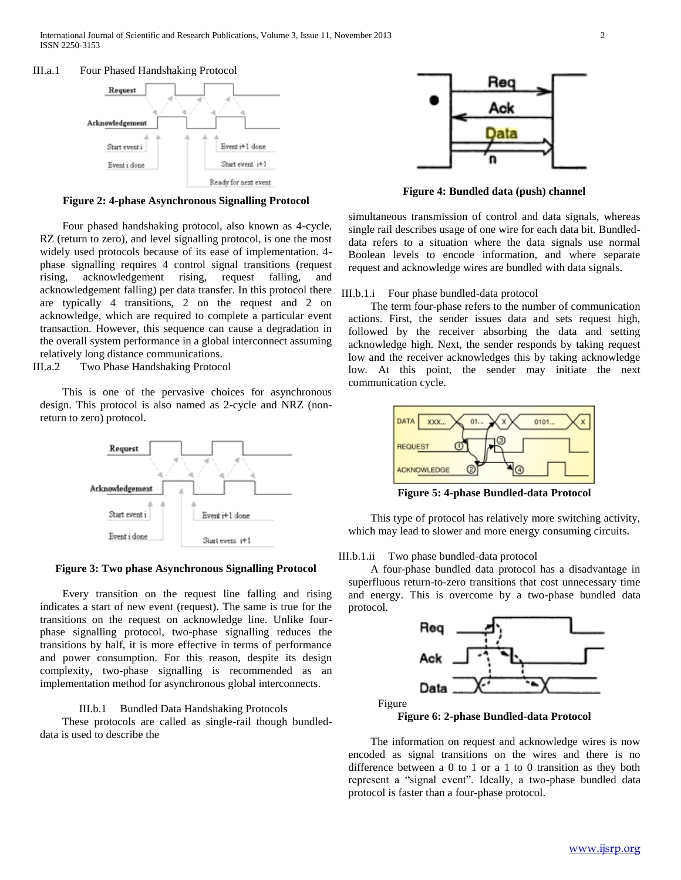III.a.1 Four Phased Handshaking Protocol

**Figure 2: 4-phase Asynchronous Signalling Protocol**

Four phased handshaking protocol, also known as 4-cycle, RZ (return to zero), and level signalling protocol, is one the most widely used protocols because of its ease of implementation. 4-phase signalling requires 4 control signal transitions (request rising, acknowledgement rising, request falling, and acknowledgement falling) per data transfer. In this protocol there are typically 4 transitions, 2 on the request and 2 on acknowledge, which are required to complete a particular event transaction. However, this sequence can cause a degradation in the overall system performance in a global interconnect assuming relatively long distance communications.

III.a.2 Two Phase Handshaking Protocol

This is one of the pervasive choices for asynchronous design. This protocol is also named as 2-cycle and NRZ (non-return to zero) protocol.

**Figure 3: Two phase Asynchronous Signalling Protocol**

Every transition on the request line falling and rising indicates a start of new event (request). The same is true for the transitions on the request on acknowledge line. Unlike four-phase signalling protocol, two-phase signalling reduces the transitions by half, it is more effective in terms of performance and power consumption. For this reason, despite its design complexity, two-phase signalling is recommended as an implementation method for asynchronous global interconnects.

III.b.1 Bundled Data Handshaking Protocols

These protocols are called as single-rail though bundled-data is used to describe the simultaneous transmission of control and data signals, whereas single rail describes usage of one wire for each data bit. Bundled-data refers to a situation where the data signals use normal Boolean levels to encode information, and where separate request and acknowledge wires are bundled with data signals.

**Figure 4: Bundled data (push) channel**

III.b.1.i Four phase bundled-data protocol

The term four-phase refers to the number of communication actions. First, the sender issues data and sets request high, followed by the receiver absorbing the data and setting acknowledge high. Next, the sender responds by taking request low and the receiver acknowledges this by taking acknowledge low. At this point, the sender may initiate the next communication cycle.

**Figure 5: 4-phase Bundled-data Protocol**

This type of protocol has relatively more switching activity, which may lead to slower and more energy consuming circuits.

III.b.1.ii Two phase bundled-data protocol

A four-phase bundled data protocol has a disadvantage in superfluous return-to-zero transitions that cost unnecessary time and energy. This is overcome by a two-phase bundled data protocol.

Figure

**Figure 6: 2-phase Bundled-data Protocol**

The information on request and acknowledge wires is now encoded as signal transitions on the wires and there is no difference between a 0 to 1 or a 1 to 0 transition as they both represent a "signal event". Ideally, a two-phase bundled data protocol is faster than a four-phase protocol.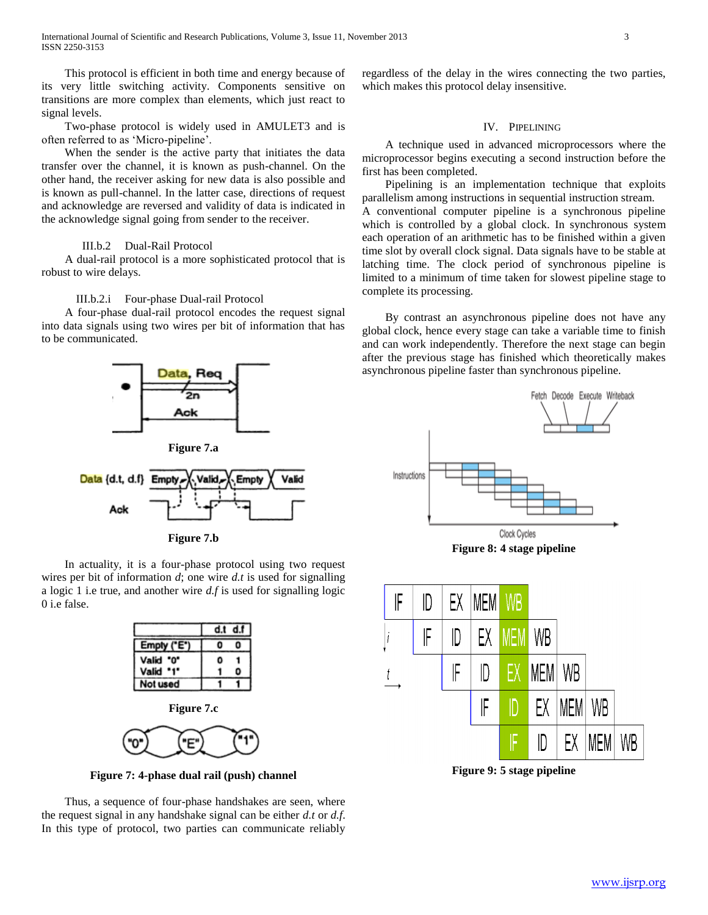This protocol is efficient in both time and energy because of its very little switching activity. Components sensitive on transitions are more complex than elements, which just react to signal levels.

Two-phase protocol is widely used in AMULET3 and is often referred to as 'Micro-pipeline'.

When the sender is the active party that initiates the data transfer over the channel, it is known as push-channel. On the other hand, the receiver asking for new data is also possible and is known as pull-channel. In the latter case, directions of request and acknowledge are reversed and validity of data is indicated in the acknowledge signal going from sender to the receiver.

### III.b.2 Dual-Rail Protocol

A dual-rail protocol is a more sophisticated protocol that is robust to wire delays.

#### III.b.2.i Four-phase Dual-rail Protocol

A four-phase dual-rail protocol encodes the request signal into data signals using two wires per bit of information that has to be communicated.

**Figure 7.a**

**Figure 7.b**

In actuality, it is a four-phase protocol using two request wires per bit of information *d*; one wire *d.t* is used for signalling a logic 1 i.e true, and another wire *d.f* is used for signalling logic 0 i.e false.

| | d.t | d.f |
|---|---|---|
| Empty ("E") | 0 | 0 |
| Valid "0" | 0 | 1 |
| Valid "1" | 1 | 0 |
| Not used | 1 | 1 |

**Figure 7.c**

**Figure 7: 4-phase dual rail (push) channel**

Thus, a sequence of four-phase handshakes are seen, where the request signal in any handshake signal can be either *d.t* or *d.f*. In this type of protocol, two parties can communicate reliably regardless of the delay in the wires connecting the two parties, which makes this protocol delay insensitive.

## IV. Pipelining

A technique used in advanced microprocessors where the microprocessor begins executing a second instruction before the first has been completed.

Pipelining is an implementation technique that exploits parallelism among instructions in sequential instruction stream. A conventional computer pipeline is a synchronous pipeline which is controlled by a global clock. In synchronous system each operation of an arithmetic has to be finished within a given time slot by overall clock signal. Data signals have to be stable at latching time. The clock period of synchronous pipeline is limited to a minimum of time taken for slowest pipeline stage to complete its processing.

By contrast an asynchronous pipeline does not have any global clock, hence every stage can take a variable time to finish and can work independently. Therefore the next stage can begin after the previous stage has finished which theoretically makes asynchronous pipeline faster than synchronous pipeline.

**Figure 8: 4 stage pipeline**

**Figure 9: 5 stage pipeline**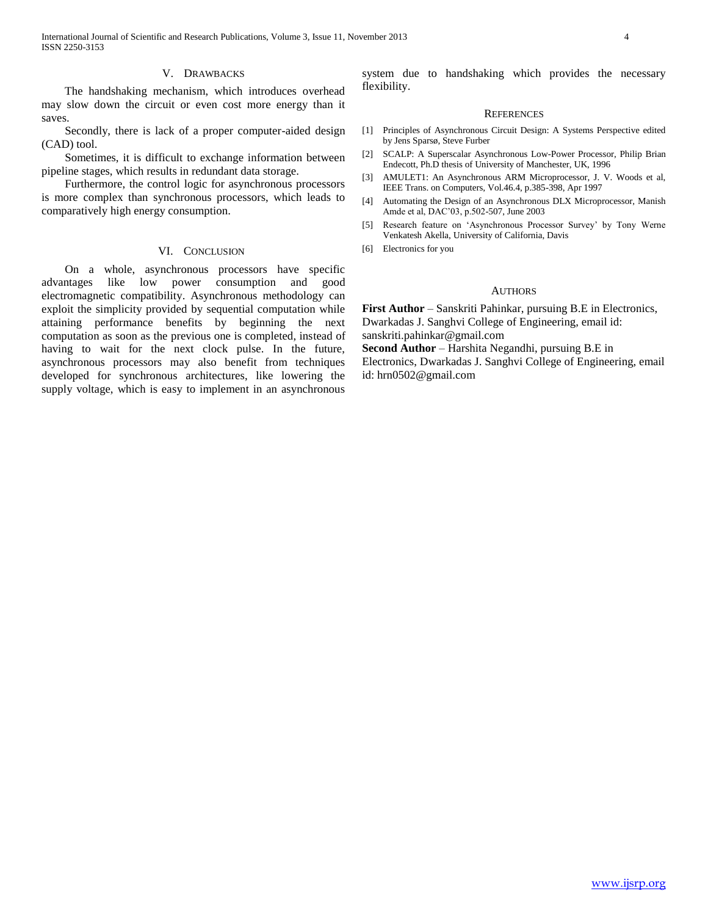## V. Drawbacks

The handshaking mechanism, which introduces overhead may slow down the circuit or even cost more energy than it saves.

Secondly, there is lack of a proper computer-aided design (CAD) tool.

Sometimes, it is difficult to exchange information between pipeline stages, which results in redundant data storage.

Furthermore, the control logic for asynchronous processors is more complex than synchronous processors, which leads to comparatively high energy consumption.

## VI. Conclusion

On a whole, asynchronous processors have specific advantages like low power consumption and good electromagnetic compatibility. Asynchronous methodology can exploit the simplicity provided by sequential computation while attaining performance benefits by beginning the next computation as soon as the previous one is completed, instead of having to wait for the next clock pulse. In the future, asynchronous processors may also benefit from techniques developed for synchronous architectures, like lowering the supply voltage, which is easy to implement in an asynchronous system due to handshaking which provides the necessary flexibility.

## References

[1] Principles of Asynchronous Circuit Design: A Systems Perspective edited by Jens Sparsø, Steve Furber

[2] SCALP: A Superscalar Asynchronous Low-Power Processor, Philip Brian Endecott, Ph.D thesis of University of Manchester, UK, 1996

[3] AMULET1: An Asynchronous ARM Microprocessor, J. V. Woods et al, IEEE Trans. on Computers, Vol.46.4, p.385-398, Apr 1997

[4] Automating the Design of an Asynchronous DLX Microprocessor, Manish Amde et al, DAC'03, p.502-507, June 2003

[5] Research feature on 'Asynchronous Processor Survey' by Tony Werne Venkatesh Akella, University of California, Davis

[6] Electronics for you

## Authors

**First Author** – Sanskriti Pahinkar, pursuing B.E in Electronics, Dwarkadas J. Sanghvi College of Engineering, email id: sanskriti.pahinkar@gmail.com

**Second Author** – Harshita Negandhi, pursuing B.E in Electronics, Dwarkadas J. Sanghvi College of Engineering, email id: hrn0502@gmail.com